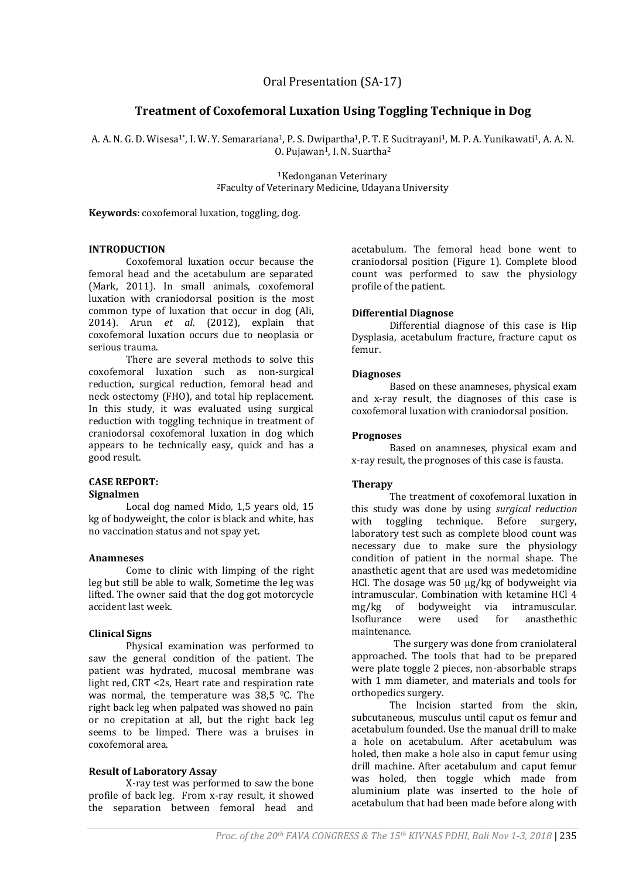Oral Presentation (SA-17)

# Treatment of Coxofemoral Luxation Using Toggling Technique in Dog

A. A. N. G. D. Wisesa[1*], I. W. Y. Semarariana[1], P. S. Dwipartha[1], P. T. E Sucitrayani[1], M. P. A. Yunikawati[1], A. A. N. O. Pujawan[1], I. N. Suartha[2]

[1]Kedonganan Veterinary
[2]Faculty of Veterinary Medicine, Udayana University

**Keywords**: coxofemoral luxation, toggling, dog.

## INTRODUCTION

Coxofemoral luxation occur because the femoral head and the acetabulum are separated (Mark, 2011). In small animals, coxofemoral luxation with craniodorsal position is the most common type of luxation that occur in dog (Ali, 2014). Arun *et al*. (2012), explain that coxofemoral luxation occurs due to neoplasia or serious trauma.

There are several methods to solve this coxofemoral luxation such as non-surgical reduction, surgical reduction, femoral head and neck ostectomy (FHO), and total hip replacement. In this study, it was evaluated using surgical reduction with toggling technique in treatment of craniodorsal coxofemoral luxation in dog which appears to be technically easy, quick and has a good result.

## CASE REPORT:

### Signalmen

Local dog named Mido, 1,5 years old, 15 kg of bodyweight, the color is black and white, has no vaccination status and not spay yet.

### Anamneses

Come to clinic with limping of the right leg but still be able to walk, Sometime the leg was lifted. The owner said that the dog got motorcycle accident last week.

### Clinical Signs

Physical examination was performed to saw the general condition of the patient. The patient was hydrated, mucosal membrane was light red, CRT <2s, Heart rate and respiration rate was normal, the temperature was 38,5 $^0$C. The right back leg when palpated was showed no pain or no crepitation at all, but the right back leg seems to be limped. There was a bruises in coxofemoral area.

### Result of Laboratory Assay

X-ray test was performed to saw the bone profile of back leg. From x-ray result, it showed the separation between femoral head and acetabulum. The femoral head bone went to craniodorsal position (Figure 1). Complete blood count was performed to saw the physiology profile of the patient.

### Differential Diagnose

Differential diagnose of this case is Hip Dysplasia, acetabulum fracture, fracture caput os femur.

### Diagnoses

Based on these anamneses, physical exam and x-ray result, the diagnoses of this case is coxofemoral luxation with craniodorsal position.

### Prognoses

Based on anamneses, physical exam and x-ray result, the prognoses of this case is fausta.

### Therapy

The treatment of coxofemoral luxation in this study was done by using *surgical reduction* with toggling technique. Before surgery, laboratory test such as complete blood count was necessary due to make sure the physiology condition of patient in the normal shape. The anasthetic agent that are used was medetomidine HCl. The dosage was 50 µg/kg of bodyweight via intramuscular. Combination with ketamine HCl 4 mg/kg of bodyweight via intramuscular. Isoflurance were used for anasthethic maintenance.

The surgery was done from craniolateral approached. The tools that had to be prepared were plate toggle 2 pieces, non-absorbable straps with 1 mm diameter, and materials and tools for orthopedics surgery.

The Incision started from the skin, subcutaneous, musculus until caput os femur and acetabulum founded. Use the manual drill to make a hole on acetabulum. After acetabulum was holed, then make a hole also in caput femur using drill machine. After acetabulum and caput femur was holed, then toggle which made from aluminium plate was inserted to the hole of acetabulum that had been made before along with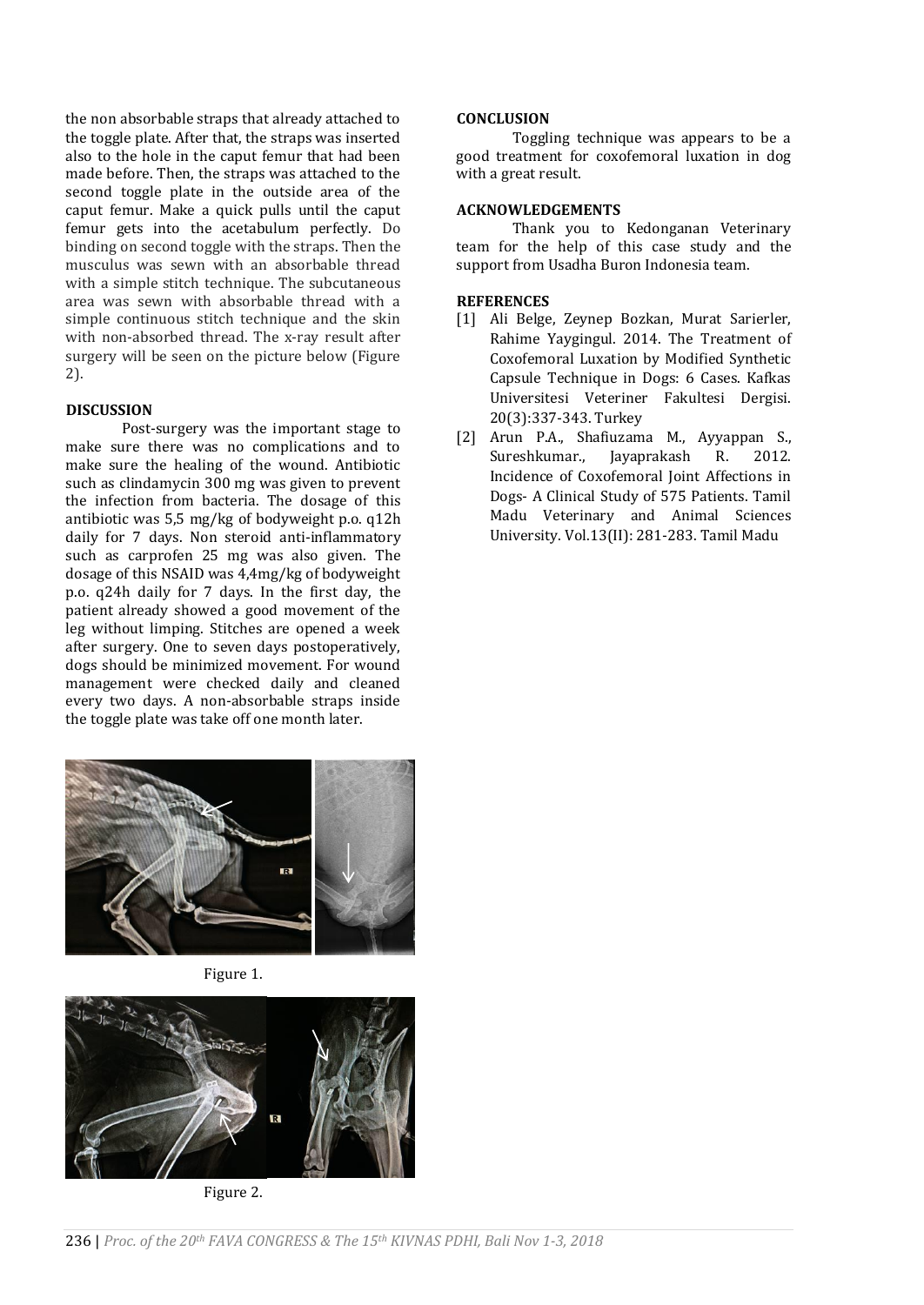the non absorbable straps that already attached to the toggle plate. After that, the straps was inserted also to the hole in the caput femur that had been made before. Then, the straps was attached to the second toggle plate in the outside area of the caput femur. Make a quick pulls until the caput femur gets into the acetabulum perfectly. Do binding on second toggle with the straps. Then the musculus was sewn with an absorbable thread with a simple stitch technique. The subcutaneous area was sewn with absorbable thread with a simple continuous stitch technique and the skin with non-absorbed thread. The x-ray result after surgery will be seen on the picture below (Figure 2).

## DISCUSSION

Post-surgery was the important stage to make sure there was no complications and to make sure the healing of the wound. Antibiotic such as clindamycin 300 mg was given to prevent the infection from bacteria. The dosage of this antibiotic was 5,5 mg/kg of bodyweight p.o. q12h daily for 7 days. Non steroid anti-inflammatory such as carprofen 25 mg was also given. The dosage of this NSAID was 4,4mg/kg of bodyweight p.o. q24h daily for 7 days. In the first day, the patient already showed a good movement of the leg without limping. Stitches are opened a week after surgery. One to seven days postoperatively, dogs should be minimized movement. For wound management were checked daily and cleaned every two days. A non-absorbable straps inside the toggle plate was take off one month later.

Figure 1.

Figure 2.

## CONCLUSION

Toggling technique was appears to be a good treatment for coxofemoral luxation in dog with a great result.

## ACKNOWLEDGEMENTS

Thank you to Kedonganan Veterinary team for the help of this case study and the support from Usadha Buron Indonesia team.

## REFERENCES

[1] Ali Belge, Zeynep Bozkan, Murat Sarierler, Rahime Yaygingul. 2014. The Treatment of Coxofemoral Luxation by Modified Synthetic Capsule Technique in Dogs: 6 Cases. Kafkas Universitesi Veteriner Fakultesi Dergisi. 20(3):337-343. Turkey

[2] Arun P.A., Shafiuzama M., Ayyappan S., Sureshkumar., Jayaprakash R. 2012. Incidence of Coxofemoral Joint Affections in Dogs- A Clinical Study of 575 Patients. Tamil Madu Veterinary and Animal Sciences University. Vol.13(II): 281-283. Tamil Madu